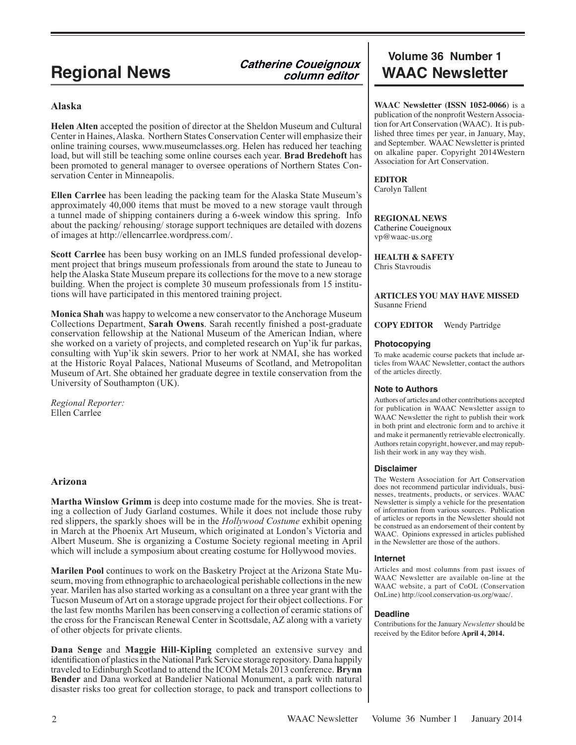# Regional News

*Catherine Coueignoux*
*column editor*

## Alaska

**Helen Alten** accepted the position of director at the Sheldon Museum and Cultural Center in Haines, Alaska. Northern States Conservation Center will emphasize their online training courses, www.museumclasses.org. Helen has reduced her teaching load, but will still be teaching some online courses each year. **Brad Bredehoft** has been promoted to general manager to oversee operations of Northern States Conservation Center in Minneapolis.

**Ellen Carrlee** has been leading the packing team for the Alaska State Museum's approximately 40,000 items that must be moved to a new storage vault through a tunnel made of shipping containers during a 6-week window this spring. Info about the packing/ rehousing/ storage support techniques are detailed with dozens of images at http://ellencarrlee.wordpress.com/.

**Scott Carrlee** has been busy working on an IMLS funded professional development project that brings museum professionals from around the state to Juneau to help the Alaska State Museum prepare its collections for the move to a new storage building. When the project is complete 30 museum professionals from 15 institutions will have participated in this mentored training project.

**Monica Shah** was happy to welcome a new conservator to the Anchorage Museum Collections Department, **Sarah Owens**. Sarah recently finished a post-graduate conservation fellowship at the National Museum of the American Indian, where she worked on a variety of projects, and completed research on Yup'ik fur parkas, consulting with Yup'ik skin sewers. Prior to her work at NMAI, she has worked at the Historic Royal Palaces, National Museums of Scotland, and Metropolitan Museum of Art. She obtained her graduate degree in textile conservation from the University of Southampton (UK).

*Regional Reporter:*
Ellen Carrlee

## Arizona

**Martha Winslow Grimm** is deep into costume made for the movies. She is treating a collection of Judy Garland costumes. While it does not include those ruby red slippers, the sparkly shoes will be in the *Hollywood Costume* exhibit opening in March at the Phoenix Art Museum, which originated at London's Victoria and Albert Museum. She is organizing a Costume Society regional meeting in April which will include a symposium about creating costume for Hollywood movies.

**Marilen Pool** continues to work on the Basketry Project at the Arizona State Museum, moving from ethnographic to archaeological perishable collections in the new year. Marilen has also started working as a consultant on a three year grant with the Tucson Museum of Art on a storage upgrade project for their object collections. For the last few months Marilen has been conserving a collection of ceramic stations of the cross for the Franciscan Renewal Center in Scottsdale, AZ along with a variety of other objects for private clients.

**Dana Senge** and **Maggie Hill-Kipling** completed an extensive survey and identification of plastics in the National Park Service storage repository. Dana happily traveled to Edinburgh Scotland to attend the ICOM Metals 2013 conference. **Brynn Bender** and Dana worked at Bandelier National Monument, a park with natural disaster risks too great for collection storage, to pack and transport collections to

# Volume 36 Number 1 WAAC Newsletter

**WAAC Newsletter (ISSN 1052-0066)** is a publication of the nonprofit Western Association for Art Conservation (WAAC). It is published three times per year, in January, May, and September. WAAC Newsletter is printed on alkaline paper. Copyright 2014Western Association for Art Conservation.

**EDITOR**
Carolyn Tallent

**REGIONAL NEWS**
Catherine Coueignoux
vp@waac-us.org

**HEALTH & SAFETY**
Chris Stavroudis

**ARTICLES YOU MAY HAVE MISSED**
Susanne Friend

**COPY EDITOR** Wendy Partridge

### Photocopying

To make academic course packets that include articles from WAAC Newsletter, contact the authors of the articles directly.

### Note to Authors

Authors of articles and other contributions accepted for publication in WAAC Newsletter assign to WAAC Newsletter the right to publish their work in both print and electronic form and to archive it and make it permanently retrievable electronically. Authors retain copyright, however, and may republish their work in any way they wish.

### Disclaimer

The Western Association for Art Conservation does not recommend particular individuals, businesses, treatments, products, or services. WAAC Newsletter is simply a vehicle for the presentation of information from various sources. Publication of articles or reports in the Newsletter should not be construed as an endorsement of their content by WAAC. Opinions expressed in articles published in the Newsletter are those of the authors.

### Internet

Articles and most columns from past issues of WAAC Newsletter are available on-line at the WAAC website, a part of CoOL (Conservation OnLine) http://cool.conservation-us.org/waac/.

### Deadline

Contributions for the January *Newsletter* should be received by the Editor before **April 4, 2014.**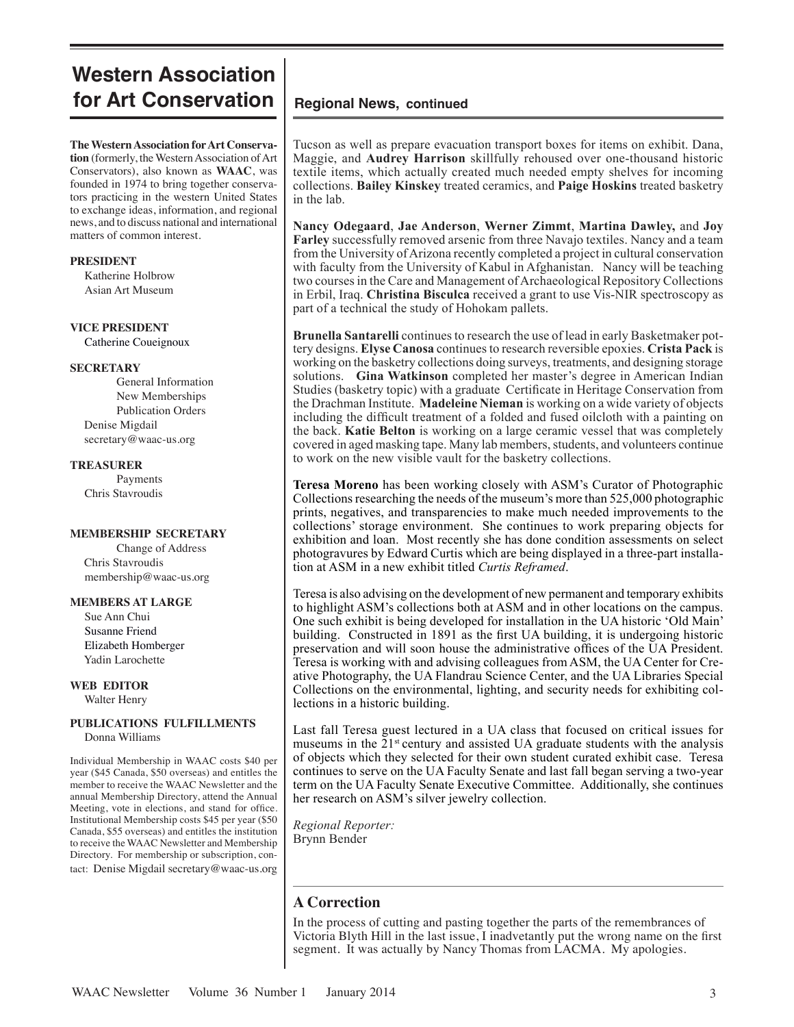# Western Association for Art Conservation

**The Western Association for Art Conservation** (formerly, the Western Association of Art Conservators), also known as **WAAC**, was founded in 1974 to bring together conservators practicing in the western United States to exchange ideas, information, and regional news, and to discuss national and international matters of common interest.

**PRESIDENT**
Katherine Holbrow
Asian Art Museum

**VICE PRESIDENT**
Catherine Coueignoux

**SECRETARY**
General Information
New Memberships
Publication Orders
Denise Migdail
secretary@waac-us.org

**TREASURER**
Payments
Chris Stavroudis

**MEMBERSHIP SECRETARY**
Change of Address
Chris Stavroudis
membership@waac-us.org

**MEMBERS AT LARGE**
Sue Ann Chui
Susanne Friend
Elizabeth Homberger
Yadin Larochette

**WEB EDITOR**
Walter Henry

**PUBLICATIONS FULFILLMENTS**
Donna Williams

Individual Membership in WAAC costs $40 per year ($45 Canada, $50 overseas) and entitles the member to receive the WAAC Newsletter and the annual Membership Directory, attend the Annual Meeting, vote in elections, and stand for office. Institutional Membership costs $45 per year ($50 Canada, $55 overseas) and entitles the institution to receive the WAAC Newsletter and Membership Directory. For membership or subscription, contact: Denise Migdail secretary@waac-us.org

## Regional News, continued

Tucson as well as prepare evacuation transport boxes for items on exhibit. Dana, Maggie, and **Audrey Harrison** skillfully rehoused over one-thousand historic textile items, which actually created much needed empty shelves for incoming collections. **Bailey Kinskey** treated ceramics, and **Paige Hoskins** treated basketry in the lab.

**Nancy Odegaard**, **Jae Anderson**, **Werner Zimmt**, **Martina Dawley,** and **Joy Farley** successfully removed arsenic from three Navajo textiles. Nancy and a team from the University of Arizona recently completed a project in cultural conservation with faculty from the University of Kabul in Afghanistan. Nancy will be teaching two courses in the Care and Management of Archaeological Repository Collections in Erbil, Iraq. **Christina Bisculca** received a grant to use Vis-NIR spectroscopy as part of a technical the study of Hohokam pallets.

**Brunella Santarelli** continues to research the use of lead in early Basketmaker pottery designs. **Elyse Canosa** continues to research reversible epoxies. **Crista Pack** is working on the basketry collections doing surveys, treatments, and designing storage solutions. **Gina Watkinson** completed her master's degree in American Indian Studies (basketry topic) with a graduate Certificate in Heritage Conservation from the Drachman Institute. **Madeleine Nieman** is working on a wide variety of objects including the difficult treatment of a folded and fused oilcloth with a painting on the back. **Katie Belton** is working on a large ceramic vessel that was completely covered in aged masking tape. Many lab members, students, and volunteers continue to work on the new visible vault for the basketry collections.

**Teresa Moreno** has been working closely with ASM's Curator of Photographic Collections researching the needs of the museum's more than 525,000 photographic prints, negatives, and transparencies to make much needed improvements to the collections' storage environment. She continues to work preparing objects for exhibition and loan. Most recently she has done condition assessments on select photogravures by Edward Curtis which are being displayed in a three-part installation at ASM in a new exhibit titled *Curtis Reframed*.

Teresa is also advising on the development of new permanent and temporary exhibits to highlight ASM's collections both at ASM and in other locations on the campus. One such exhibit is being developed for installation in the UA historic 'Old Main' building. Constructed in 1891 as the first UA building, it is undergoing historic preservation and will soon house the administrative offices of the UA President. Teresa is working with and advising colleagues from ASM, the UA Center for Creative Photography, the UA Flandrau Science Center, and the UA Libraries Special Collections on the environmental, lighting, and security needs for exhibiting collections in a historic building.

Last fall Teresa guest lectured in a UA class that focused on critical issues for museums in the 21st century and assisted UA graduate students with the analysis of objects which they selected for their own student curated exhibit case. Teresa continues to serve on the UA Faculty Senate and last fall began serving a two-year term on the UA Faculty Senate Executive Committee. Additionally, she continues her research on ASM's silver jewelry collection.

*Regional Reporter:*
Brynn Bender

## A Correction

In the process of cutting and pasting together the parts of the remembrances of Victoria Blyth Hill in the last issue, I inadvetantly put the wrong name on the first segment. It was actually by Nancy Thomas from LACMA. My apologies.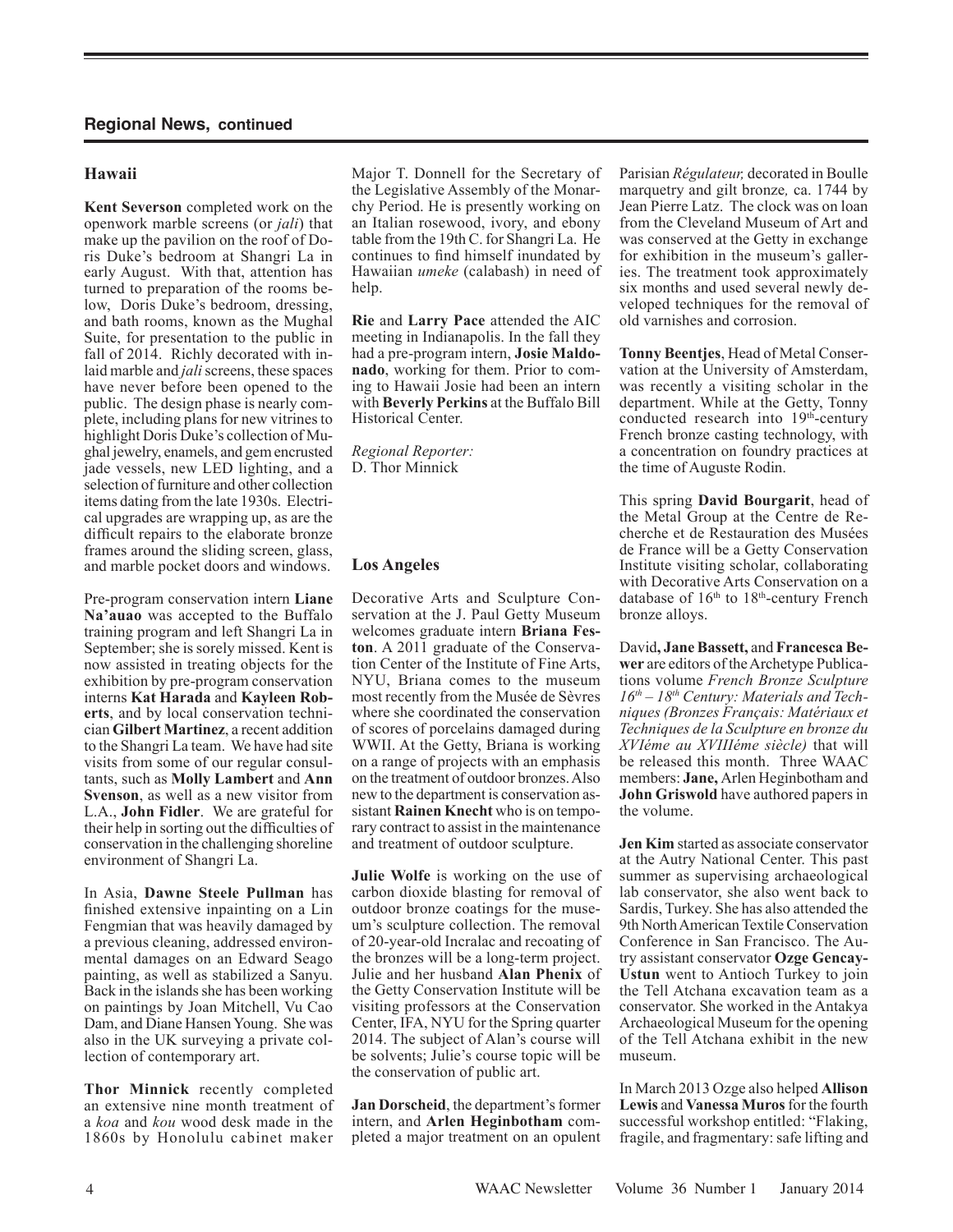## Regional News, continued

### Hawaii

**Kent Severson** completed work on the openwork marble screens (or *jali*) that make up the pavilion on the roof of Doris Duke's bedroom at Shangri La in early August. With that, attention has turned to preparation of the rooms below, Doris Duke's bedroom, dressing, and bath rooms, known as the Mughal Suite, for presentation to the public in fall of 2014. Richly decorated with inlaid marble and *jali* screens, these spaces have never before been opened to the public. The design phase is nearly complete, including plans for new vitrines to highlight Doris Duke's collection of Mughal jewelry, enamels, and gem encrusted jade vessels, new LED lighting, and a selection of furniture and other collection items dating from the late 1930s. Electrical upgrades are wrapping up, as are the difficult repairs to the elaborate bronze frames around the sliding screen, glass, and marble pocket doors and windows.

Pre-program conservation intern **Liane Na'auao** was accepted to the Buffalo training program and left Shangri La in September; she is sorely missed. Kent is now assisted in treating objects for the exhibition by pre-program conservation interns **Kat Harada** and **Kayleen Roberts**, and by local conservation technician **Gilbert Martinez**, a recent addition to the Shangri La team. We have had site visits from some of our regular consultants, such as **Molly Lambert** and **Ann Svenson**, as well as a new visitor from L.A., **John Fidler**. We are grateful for their help in sorting out the difficulties of conservation in the challenging shoreline environment of Shangri La.

In Asia, **Dawne Steele Pullman** has finished extensive inpainting on a Lin Fengmian that was heavily damaged by a previous cleaning, addressed environmental damages on an Edward Seago painting, as well as stabilized a Sanyu. Back in the islands she has been working on paintings by Joan Mitchell, Vu Cao Dam, and Diane Hansen Young. She was also in the UK surveying a private collection of contemporary art.

**Thor Minnick** recently completed an extensive nine month treatment of a *koa* and *kou* wood desk made in the 1860s by Honolulu cabinet maker Major T. Donnell for the Secretary of the Legislative Assembly of the Monarchy Period. He is presently working on an Italian rosewood, ivory, and ebony table from the 19th C. for Shangri La. He continues to find himself inundated by Hawaiian *umeke* (calabash) in need of help.

**Rie** and **Larry Pace** attended the AIC meeting in Indianapolis. In the fall they had a pre-program intern, **Josie Maldonado**, working for them. Prior to coming to Hawaii Josie had been an intern with **Beverly Perkins** at the Buffalo Bill Historical Center.

*Regional Reporter:*
D. Thor Minnick

### Los Angeles

Decorative Arts and Sculpture Conservation at the J. Paul Getty Museum welcomes graduate intern **Briana Feston**. A 2011 graduate of the Conservation Center of the Institute of Fine Arts, NYU, Briana comes to the museum most recently from the Musée de Sèvres where she coordinated the conservation of scores of porcelains damaged during WWII. At the Getty, Briana is working on a range of projects with an emphasis on the treatment of outdoor bronzes. Also new to the department is conservation assistant **Rainen Knecht** who is on temporary contract to assist in the maintenance and treatment of outdoor sculpture.

**Julie Wolfe** is working on the use of carbon dioxide blasting for removal of outdoor bronze coatings for the museum's sculpture collection. The removal of 20-year-old Incralac and recoating of the bronzes will be a long-term project. Julie and her husband **Alan Phenix** of the Getty Conservation Institute will be visiting professors at the Conservation Center, IFA, NYU for the Spring quarter 2014. The subject of Alan's course will be solvents; Julie's course topic will be the conservation of public art.

**Jan Dorscheid**, the department's former intern, and **Arlen Heginbotham** completed a major treatment on an opulent Parisian *Régulateur,* decorated in Boulle marquetry and gilt bronze*,* ca. 1744 by Jean Pierre Latz. The clock was on loan from the Cleveland Museum of Art and was conserved at the Getty in exchange for exhibition in the museum's galleries. The treatment took approximately six months and used several newly developed techniques for the removal of old varnishes and corrosion.

**Tonny Beentjes**, Head of Metal Conservation at the University of Amsterdam, was recently a visiting scholar in the department. While at the Getty, Tonny conducted research into 19th-century French bronze casting technology, with a concentration on foundry practices at the time of Auguste Rodin.

This spring **David Bourgarit**, head of the Metal Group at the Centre de Recherche et de Restauration des Musées de France will be a Getty Conservation Institute visiting scholar, collaborating with Decorative Arts Conservation on a database of 16th to 18th-century French bronze alloys.

David**, Jane Bassett,** and **Francesca Bewer** are editors of the Archetype Publications volume *French Bronze Sculpture 16th – 18th Century: Materials and Techniques (Bronzes Français: Matériaux et Techniques de la Sculpture en bronze du XVIéme au XVIIIéme siècle)* that will be released this month. Three WAAC members: **Jane,** Arlen Heginbotham and **John Griswold** have authored papers in the volume.

**Jen Kim** started as associate conservator at the Autry National Center. This past summer as supervising archaeological lab conservator, she also went back to Sardis, Turkey. She has also attended the 9th North American Textile Conservation Conference in San Francisco. The Autry assistant conservator **Ozge Gencay-Ustun** went to Antioch Turkey to join the Tell Atchana excavation team as a conservator. She worked in the Antakya Archaeological Museum for the opening of the Tell Atchana exhibit in the new museum.

In March 2013 Ozge also helped **Allison Lewis** and **Vanessa Muros** for the fourth successful workshop entitled: "Flaking, fragile, and fragmentary: safe lifting and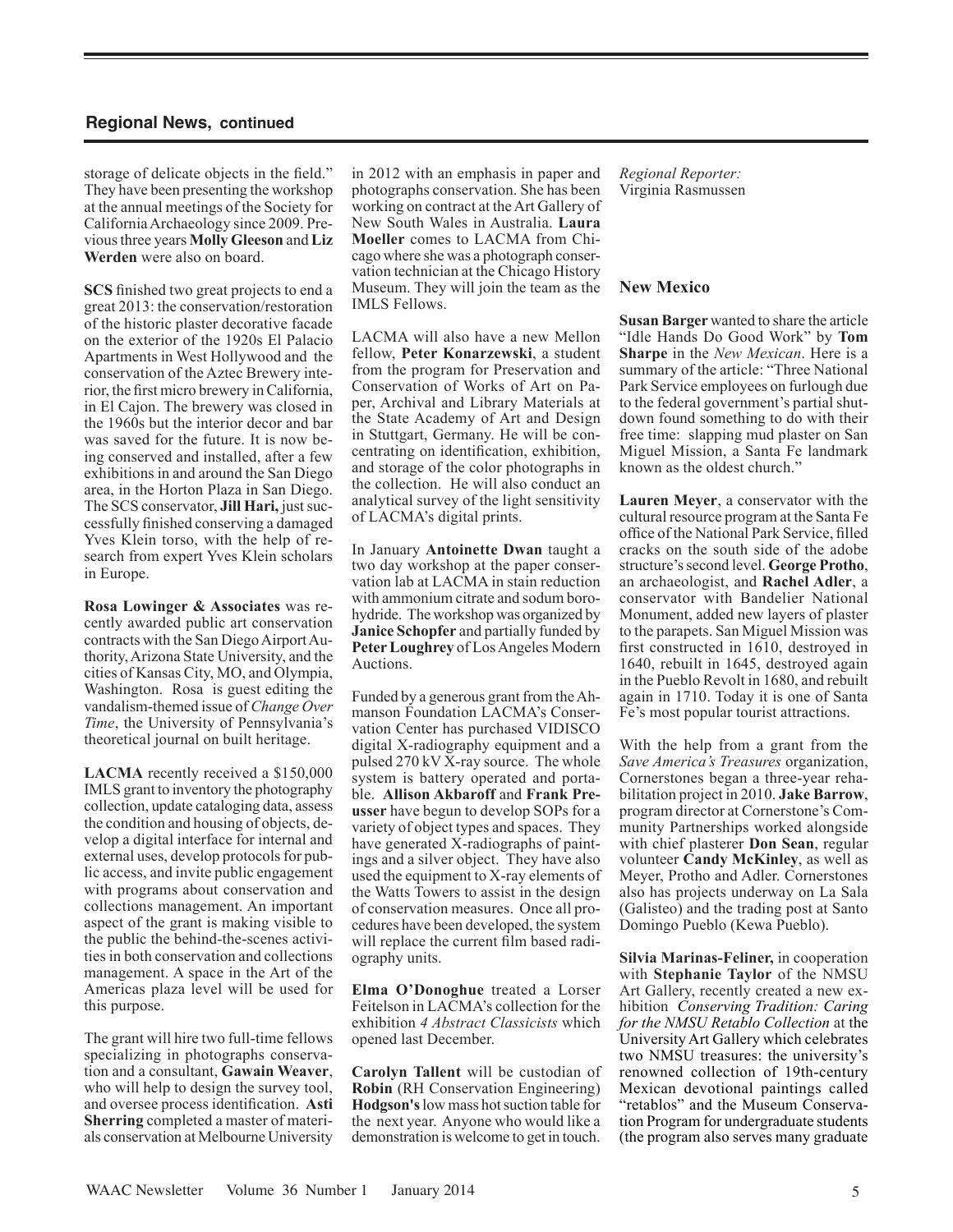## Regional News, continued

storage of delicate objects in the field." They have been presenting the workshop at the annual meetings of the Society for California Archaeology since 2009. Previous three years **Molly Gleeson** and **Liz Werden** were also on board.

**SCS** finished two great projects to end a great 2013: the conservation/restoration of the historic plaster decorative facade on the exterior of the 1920s El Palacio Apartments in West Hollywood and the conservation of the Aztec Brewery interior, the first micro brewery in California, in El Cajon. The brewery was closed in the 1960s but the interior decor and bar was saved for the future. It is now being conserved and installed, after a few exhibitions in and around the San Diego area, in the Horton Plaza in San Diego. The SCS conservator, **Jill Hari,** just successfully finished conserving a damaged Yves Klein torso, with the help of research from expert Yves Klein scholars in Europe.

**Rosa Lowinger & Associates** was recently awarded public art conservation contracts with the San Diego Airport Authority, Arizona State University, and the cities of Kansas City, MO, and Olympia, Washington. Rosa is guest editing the vandalism-themed issue of *Change Over Time*, the University of Pennsylvania's theoretical journal on built heritage.

**LACMA** recently received a $150,000 IMLS grant to inventory the photography collection, update cataloging data, assess the condition and housing of objects, develop a digital interface for internal and external uses, develop protocols for public access, and invite public engagement with programs about conservation and collections management. An important aspect of the grant is making visible to the public the behind-the-scenes activities in both conservation and collections management. A space in the Art of the Americas plaza level will be used for this purpose.

The grant will hire two full-time fellows specializing in photographs conservation and a consultant, **Gawain Weaver**, who will help to design the survey tool, and oversee process identification. **Asti Sherring** completed a master of materials conservation at Melbourne University in 2012 with an emphasis in paper and photographs conservation. She has been working on contract at the Art Gallery of New South Wales in Australia. **Laura Moeller** comes to LACMA from Chicago where she was a photograph conservation technician at the Chicago History Museum. They will join the team as the IMLS Fellows.

LACMA will also have a new Mellon fellow, **Peter Konarzewski**, a student from the program for Preservation and Conservation of Works of Art on Paper, Archival and Library Materials at the State Academy of Art and Design in Stuttgart, Germany. He will be concentrating on identification, exhibition, and storage of the color photographs in the collection. He will also conduct an analytical survey of the light sensitivity of LACMA's digital prints.

In January **Antoinette Dwan** taught a two day workshop at the paper conservation lab at LACMA in stain reduction with ammonium citrate and sodum borohydride. The workshop was organized by **Janice Schopfer** and partially funded by **Peter Loughrey** of Los Angeles Modern Auctions.

Funded by a generous grant from the Ahmanson Foundation LACMA's Conservation Center has purchased VIDISCO digital X-radiography equipment and a pulsed 270 kV X-ray source. The whole system is battery operated and portable. **Allison Akbaroff** and **Frank Preusser** have begun to develop SOPs for a variety of object types and spaces. They have generated X-radiographs of paintings and a silver object. They have also used the equipment to X-ray elements of the Watts Towers to assist in the design of conservation measures. Once all procedures have been developed, the system will replace the current film based radiography units.

**Elma O'Donoghue** treated a Lorser Feitelson in LACMA's collection for the exhibition *4 Abstract Classicists* which opened last December.

**Carolyn Tallent** will be custodian of **Robin** (RH Conservation Engineering) **Hodgson's** low mass hot suction table for the next year. Anyone who would like a demonstration is welcome to get in touch.

*Regional Reporter:*
Virginia Rasmussen

### New Mexico

**Susan Barger** wanted to share the article "Idle Hands Do Good Work" by **Tom Sharpe** in the *New Mexican*. Here is a summary of the article: "Three National Park Service employees on furlough due to the federal government's partial shutdown found something to do with their free time: slapping mud plaster on San Miguel Mission, a Santa Fe landmark known as the oldest church."

**Lauren Meyer**, a conservator with the cultural resource program at the Santa Fe office of the National Park Service, filled cracks on the south side of the adobe structure's second level. **George Protho**, an archaeologist, and **Rachel Adler**, a conservator with Bandelier National Monument, added new layers of plaster to the parapets. San Miguel Mission was first constructed in 1610, destroyed in 1640, rebuilt in 1645, destroyed again in the Pueblo Revolt in 1680, and rebuilt again in 1710. Today it is one of Santa Fe's most popular tourist attractions.

With the help from a grant from the *Save America's Treasures* organization, Cornerstones began a three-year rehabilitation project in 2010. **Jake Barrow**, program director at Cornerstone's Community Partnerships worked alongside with chief plasterer **Don Sean**, regular volunteer **Candy McKinley**, as well as Meyer, Protho and Adler. Cornerstones also has projects underway on La Sala (Galisteo) and the trading post at Santo Domingo Pueblo (Kewa Pueblo).

**Silvia Marinas-Feliner,** in cooperation with **Stephanie Taylor** of the NMSU Art Gallery, recently created a new exhibition *Conserving Tradition: Caring for the NMSU Retablo Collection* at the University Art Gallery which celebrates two NMSU treasures: the university's renowned collection of 19th-century Mexican devotional paintings called "retablos" and the Museum Conservation Program for undergraduate students (the program also serves many graduate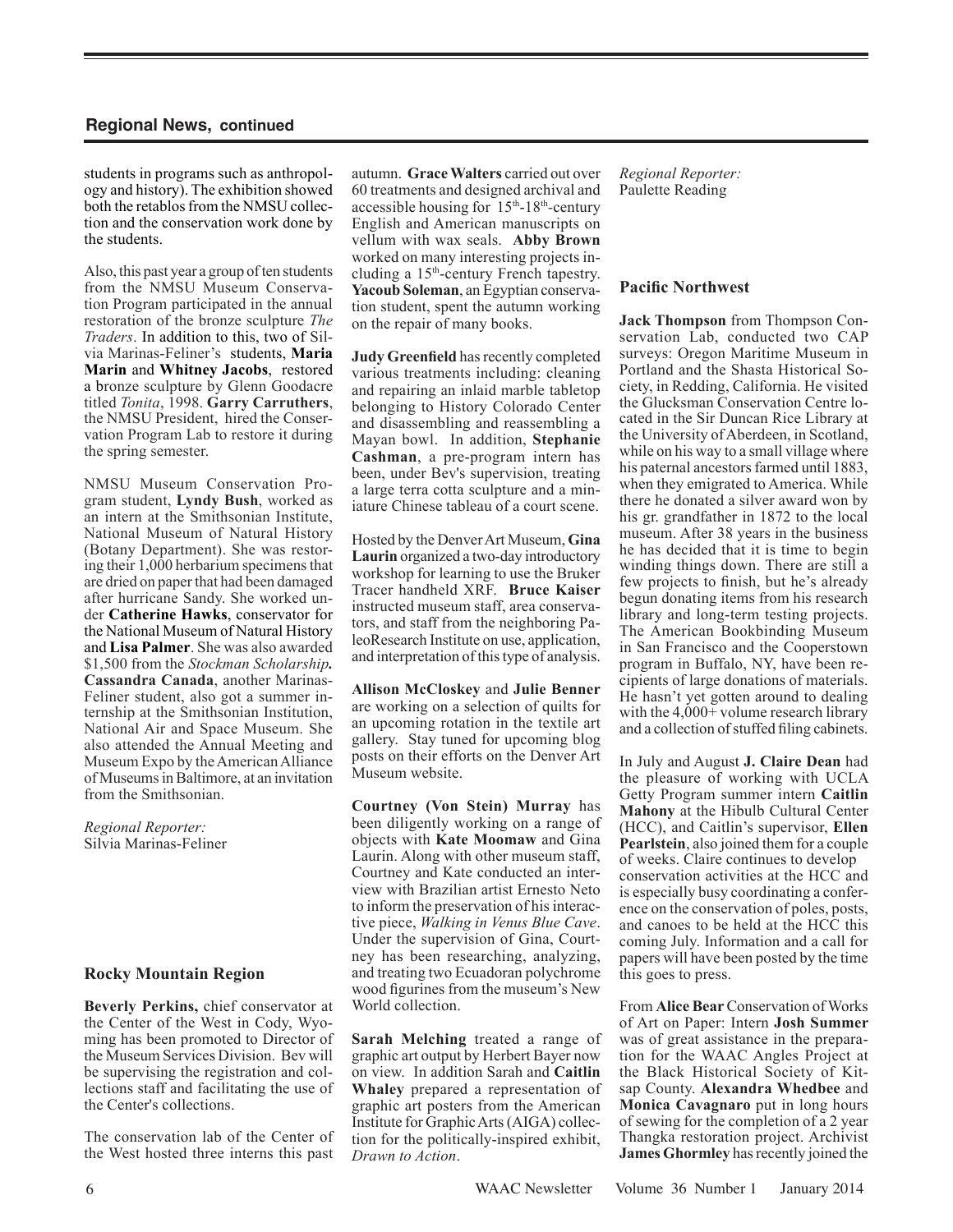## Regional News, continued

students in programs such as anthropology and history). The exhibition showed both the retablos from the NMSU collection and the conservation work done by the students.

Also, this past year a group of ten students from the NMSU Museum Conservation Program participated in the annual restoration of the bronze sculpture *The Traders*. In addition to this, two of Silvia Marinas-Feliner's students, **Maria Marin** and **Whitney Jacobs**, restored a bronze sculpture by Glenn Goodacre titled *Tonita*, 1998. **Garry Carruthers**, the NMSU President, hired the Conservation Program Lab to restore it during the spring semester.

NMSU Museum Conservation Program student, **Lyndy Bush**, worked as an intern at the Smithsonian Institute, National Museum of Natural History (Botany Department). She was restoring their 1,000 herbarium specimens that are dried on paper that had been damaged after hurricane Sandy. She worked under **Catherine Hawks**, conservator for the National Museum of Natural History and **Lisa Palmer**. She was also awarded $1,500 from the *Stockman Scholarship.* **Cassandra Canada**, another Marinas-Feliner student, also got a summer internship at the Smithsonian Institution, National Air and Space Museum. She also attended the Annual Meeting and Museum Expo by the American Alliance of Museums in Baltimore, at an invitation from the Smithsonian.

*Regional Reporter:*
Silvia Marinas-Feliner

### Rocky Mountain Region

**Beverly Perkins,** chief conservator at the Center of the West in Cody, Wyoming has been promoted to Director of the Museum Services Division. Bev will be supervising the registration and collections staff and facilitating the use of the Center's collections.

The conservation lab of the Center of the West hosted three interns this past autumn. **Grace Walters** carried out over 60 treatments and designed archival and accessible housing for 15th-18th-century English and American manuscripts on vellum with wax seals. **Abby Brown** worked on many interesting projects including a 15th-century French tapestry. **Yacoub Soleman**, an Egyptian conservation student, spent the autumn working on the repair of many books.

**Judy Greenfield** has recently completed various treatments including: cleaning and repairing an inlaid marble tabletop belonging to History Colorado Center and disassembling and reassembling a Mayan bowl. In addition, **Stephanie Cashman**, a pre-program intern has been, under Bev's supervision, treating a large terra cotta sculpture and a miniature Chinese tableau of a court scene.

Hosted by the Denver Art Museum, **Gina Laurin** organized a two-day introductory workshop for learning to use the Bruker Tracer handheld XRF. **Bruce Kaiser** instructed museum staff, area conservators, and staff from the neighboring PaleoResearch Institute on use, application, and interpretation of this type of analysis.

**Allison McCloskey** and **Julie Benner** are working on a selection of quilts for an upcoming rotation in the textile art gallery. Stay tuned for upcoming blog posts on their efforts on the Denver Art Museum website.

**Courtney (Von Stein) Murray** has been diligently working on a range of objects with **Kate Moomaw** and Gina Laurin. Along with other museum staff, Courtney and Kate conducted an interview with Brazilian artist Ernesto Neto to inform the preservation of his interactive piece, *Walking in Venus Blue Cave*. Under the supervision of Gina, Courtney has been researching, analyzing, and treating two Ecuadoran polychrome wood figurines from the museum's New World collection.

**Sarah Melching** treated a range of graphic art output by Herbert Bayer now on view. In addition Sarah and **Caitlin Whaley** prepared a representation of graphic art posters from the American Institute for Graphic Arts (AIGA) collection for the politically-inspired exhibit, *Drawn to Action*.

*Regional Reporter:*
Paulette Reading

### Pacific Northwest

**Jack Thompson** from Thompson Conservation Lab, conducted two CAP surveys: Oregon Maritime Museum in Portland and the Shasta Historical Society, in Redding, California. He visited the Glucksman Conservation Centre located in the Sir Duncan Rice Library at the University of Aberdeen, in Scotland, while on his way to a small village where his paternal ancestors farmed until 1883, when they emigrated to America. While there he donated a silver award won by his gr. grandfather in 1872 to the local museum. After 38 years in the business he has decided that it is time to begin winding things down. There are still a few projects to finish, but he's already begun donating items from his research library and long-term testing projects. The American Bookbinding Museum in San Francisco and the Cooperstown program in Buffalo, NY, have been recipients of large donations of materials. He hasn't yet gotten around to dealing with the 4,000+ volume research library and a collection of stuffed filing cabinets.

In July and August **J. Claire Dean** had the pleasure of working with UCLA Getty Program summer intern **Caitlin Mahony** at the Hibulb Cultural Center (HCC), and Caitlin's supervisor, **Ellen Pearlstein**, also joined them for a couple of weeks. Claire continues to develop conservation activities at the HCC and is especially busy coordinating a conference on the conservation of poles, posts, and canoes to be held at the HCC this coming July. Information and a call for papers will have been posted by the time this goes to press.

From **Alice Bear** Conservation of Works of Art on Paper: Intern **Josh Summer** was of great assistance in the preparation for the WAAC Angles Project at the Black Historical Society of Kitsap County. **Alexandra Whedbee** and **Monica Cavagnaro** put in long hours of sewing for the completion of a 2 year Thangka restoration project. Archivist **James Ghormley** has recently joined the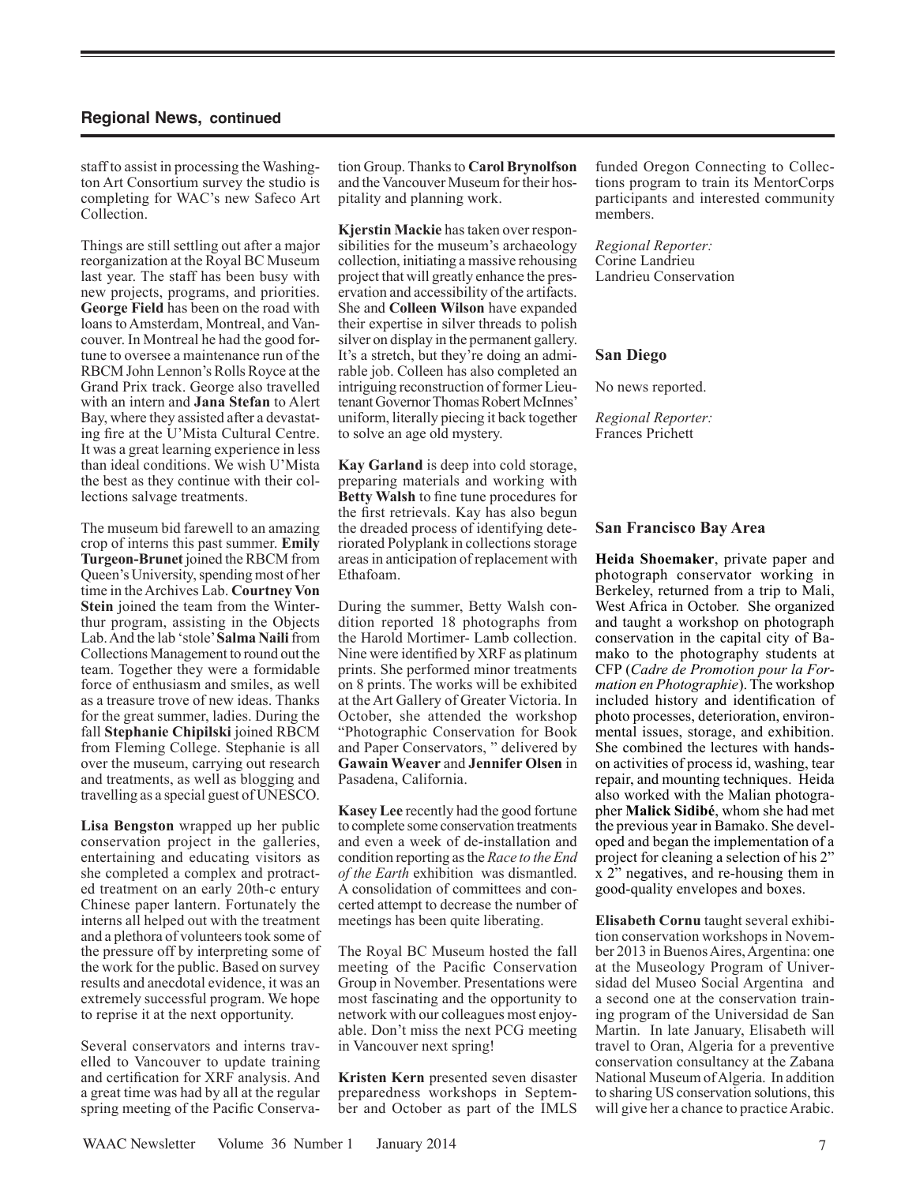## Regional News, continued

staff to assist in processing the Washington Art Consortium survey the studio is completing for WAC's new Safeco Art Collection.

Things are still settling out after a major reorganization at the Royal BC Museum last year. The staff has been busy with new projects, programs, and priorities. **George Field** has been on the road with loans to Amsterdam, Montreal, and Vancouver. In Montreal he had the good fortune to oversee a maintenance run of the RBCM John Lennon's Rolls Royce at the Grand Prix track. George also travelled with an intern and **Jana Stefan** to Alert Bay, where they assisted after a devastating fire at the U'Mista Cultural Centre. It was a great learning experience in less than ideal conditions. We wish U'Mista the best as they continue with their collections salvage treatments.

The museum bid farewell to an amazing crop of interns this past summer. **Emily Turgeon-Brunet** joined the RBCM from Queen's University, spending most of her time in the Archives Lab. **Courtney Von Stein** joined the team from the Winterthur program, assisting in the Objects Lab. And the lab 'stole' **Salma Naili** from Collections Management to round out the team. Together they were a formidable force of enthusiasm and smiles, as well as a treasure trove of new ideas. Thanks for the great summer, ladies. During the fall **Stephanie Chipilski** joined RBCM from Fleming College. Stephanie is all over the museum, carrying out research and treatments, as well as blogging and travelling as a special guest of UNESCO.

**Lisa Bengston** wrapped up her public conservation project in the galleries, entertaining and educating visitors as she completed a complex and protracted treatment on an early 20th-c entury Chinese paper lantern. Fortunately the interns all helped out with the treatment and a plethora of volunteers took some of the pressure off by interpreting some of the work for the public. Based on survey results and anecdotal evidence, it was an extremely successful program. We hope to reprise it at the next opportunity.

Several conservators and interns travelled to Vancouver to update training and certification for XRF analysis. And a great time was had by all at the regular spring meeting of the Pacific Conservation Group. Thanks to **Carol Brynolfson** and the Vancouver Museum for their hospitality and planning work.

**Kjerstin Mackie** has taken over responsibilities for the museum's archaeology collection, initiating a massive rehousing project that will greatly enhance the preservation and accessibility of the artifacts. She and **Colleen Wilson** have expanded their expertise in silver threads to polish silver on display in the permanent gallery. It's a stretch, but they're doing an admirable job. Colleen has also completed an intriguing reconstruction of former Lieutenant Governor Thomas Robert McInnes' uniform, literally piecing it back together to solve an age old mystery.

**Kay Garland** is deep into cold storage, preparing materials and working with **Betty Walsh** to fine tune procedures for the first retrievals. Kay has also begun the dreaded process of identifying deteriorated Polyplank in collections storage areas in anticipation of replacement with Ethafoam.

During the summer, Betty Walsh condition reported 18 photographs from the Harold Mortimer- Lamb collection. Nine were identified by XRF as platinum prints. She performed minor treatments on 8 prints. The works will be exhibited at the Art Gallery of Greater Victoria. In October, she attended the workshop "Photographic Conservation for Book and Paper Conservators, " delivered by **Gawain Weaver** and **Jennifer Olsen** in Pasadena, California.

**Kasey Lee** recently had the good fortune to complete some conservation treatments and even a week of de-installation and condition reporting as the *Race to the End of the Earth* exhibition was dismantled. A consolidation of committees and concerted attempt to decrease the number of meetings has been quite liberating.

The Royal BC Museum hosted the fall meeting of the Pacific Conservation Group in November. Presentations were most fascinating and the opportunity to network with our colleagues most enjoyable. Don't miss the next PCG meeting in Vancouver next spring!

**Kristen Kern** presented seven disaster preparedness workshops in September and October as part of the IMLS funded Oregon Connecting to Collections program to train its MentorCorps participants and interested community members.

*Regional Reporter:*
Corine Landrieu
Landrieu Conservation

### San Diego

No news reported.

*Regional Reporter:*
Frances Prichett

### San Francisco Bay Area

**Heida Shoemaker**, private paper and photograph conservator working in Berkeley, returned from a trip to Mali, West Africa in October. She organized and taught a workshop on photograph conservation in the capital city of Bamako to the photography students at CFP (*Cadre de Promotion pour la Formation en Photographie*). The workshop included history and identification of photo processes, deterioration, environmental issues, storage, and exhibition. She combined the lectures with hands-on activities of process id, washing, tear repair, and mounting techniques. Heida also worked with the Malian photographer **Malick Sidibé**, whom she had met the previous year in Bamako. She developed and began the implementation of a project for cleaning a selection of his 2" x 2" negatives, and re-housing them in good-quality envelopes and boxes.

**Elisabeth Cornu** taught several exhibition conservation workshops in November 2013 in Buenos Aires, Argentina: one at the Museology Program of Universidad del Museo Social Argentina and a second one at the conservation training program of the Universidad de San Martin. In late January, Elisabeth will travel to Oran, Algeria for a preventive conservation consultancy at the Zabana National Museum of Algeria. In addition to sharing US conservation solutions, this will give her a chance to practice Arabic.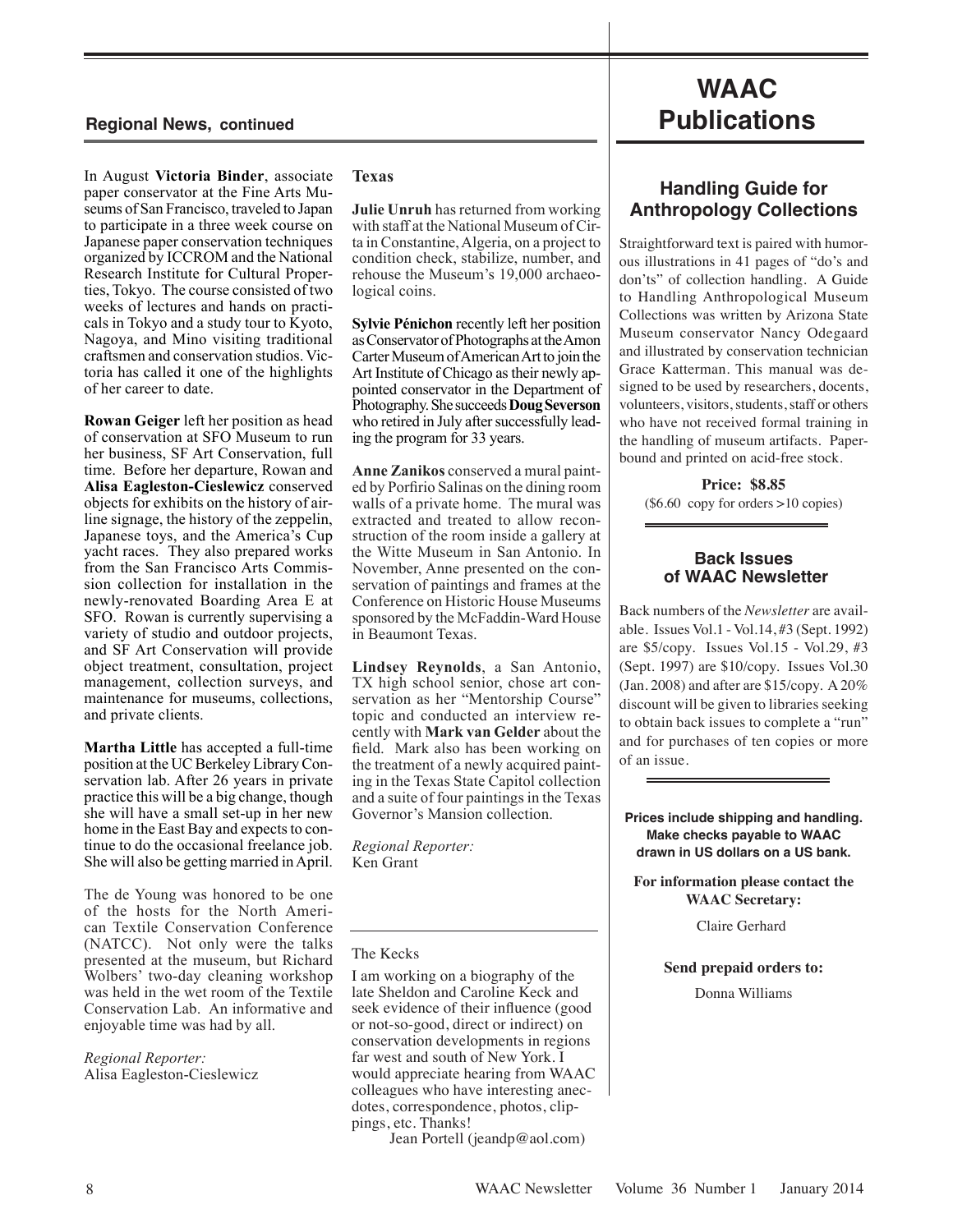### Regional News, continued

In August **Victoria Binder**, associate paper conservator at the Fine Arts Museums of San Francisco, traveled to Japan to participate in a three week course on Japanese paper conservation techniques organized by ICCROM and the National Research Institute for Cultural Properties, Tokyo. The course consisted of two weeks of lectures and hands on practicals in Tokyo and a study tour to Kyoto, Nagoya, and Mino visiting traditional craftsmen and conservation studios. Victoria has called it one of the highlights of her career to date.

**Rowan Geiger** left her position as head of conservation at SFO Museum to run her business, SF Art Conservation, full time. Before her departure, Rowan and **Alisa Eagleston-Cieslewicz** conserved objects for exhibits on the history of airline signage, the history of the zeppelin, Japanese toys, and the America's Cup yacht races. They also prepared works from the San Francisco Arts Commission collection for installation in the newly-renovated Boarding Area E at SFO. Rowan is currently supervising a variety of studio and outdoor projects, and SF Art Conservation will provide object treatment, consultation, project management, collection surveys, and maintenance for museums, collections, and private clients.

**Martha Little** has accepted a full-time position at the UC Berkeley Library Conservation lab. After 26 years in private practice this will be a big change, though she will have a small set-up in her new home in the East Bay and expects to continue to do the occasional freelance job. She will also be getting married in April.

The de Young was honored to be one of the hosts for the North American Textile Conservation Conference (NATCC). Not only were the talks presented at the museum, but Richard Wolbers' two-day cleaning workshop was held in the wet room of the Textile Conservation Lab. An informative and enjoyable time was had by all.

*Regional Reporter:*
Alisa Eagleston-Cieslewicz

**Texas**

**Julie Unruh** has returned from working with staff at the National Museum of Cirta in Constantine, Algeria, on a project to condition check, stabilize, number, and rehouse the Museum's 19,000 archaeological coins.

**Sylvie Pénichon** recently left her position as Conservator of Photographs at the Amon Carter Museum of American Art to join the Art Institute of Chicago as their newly appointed conservator in the Department of Photography. She succeeds **Doug Severson** who retired in July after successfully leading the program for 33 years.

**Anne Zanikos** conserved a mural painted by Porfirio Salinas on the dining room walls of a private home. The mural was extracted and treated to allow reconstruction of the room inside a gallery at the Witte Museum in San Antonio. In November, Anne presented on the conservation of paintings and frames at the Conference on Historic House Museums sponsored by the McFaddin-Ward House in Beaumont Texas.

**Lindsey Reynolds**, a San Antonio, TX high school senior, chose art conservation as her "Mentorship Course" topic and conducted an interview recently with **Mark van Gelder** about the field. Mark also has been working on the treatment of a newly acquired painting in the Texas State Capitol collection and a suite of four paintings in the Texas Governor's Mansion collection.

*Regional Reporter:*
Ken Grant

---

The Kecks

I am working on a biography of the late Sheldon and Caroline Keck and seek evidence of their influence (good or not-so-good, direct or indirect) on conservation developments in regions far west and south of New York. I would appreciate hearing from WAAC colleagues who have interesting anecdotes, correspondence, photos, clippings, etc. Thanks!

Jean Portell (jeandp@aol.com)

# WAAC Publications

## Handling Guide for Anthropology Collections

Straightforward text is paired with humorous illustrations in 41 pages of "do's and don'ts" of collection handling. A Guide to Handling Anthropological Museum Collections was written by Arizona State Museum conservator Nancy Odegaard and illustrated by conservation technician Grace Katterman. This manual was designed to be used by researchers, docents, volunteers, visitors, students, staff or others who have not received formal training in the handling of museum artifacts. Paperbound and printed on acid-free stock.

**Price: $8.85**
($6.60 copy for orders >10 copies)

## Back Issues of WAAC Newsletter

Back numbers of the *Newsletter* are available. Issues Vol.1 - Vol.14, #3 (Sept. 1992) are $5/copy. Issues Vol.15 - Vol.29, #3 (Sept. 1997) are $10/copy. Issues Vol.30 (Jan. 2008) and after are $15/copy. A 20% discount will be given to libraries seeking to obtain back issues to complete a "run" and for purchases of ten copies or more of an issue.

**Prices include shipping and handling. Make checks payable to WAAC drawn in US dollars on a US bank.**

**For information please contact the WAAC Secretary:**

Claire Gerhard

**Send prepaid orders to:**

Donna Williams